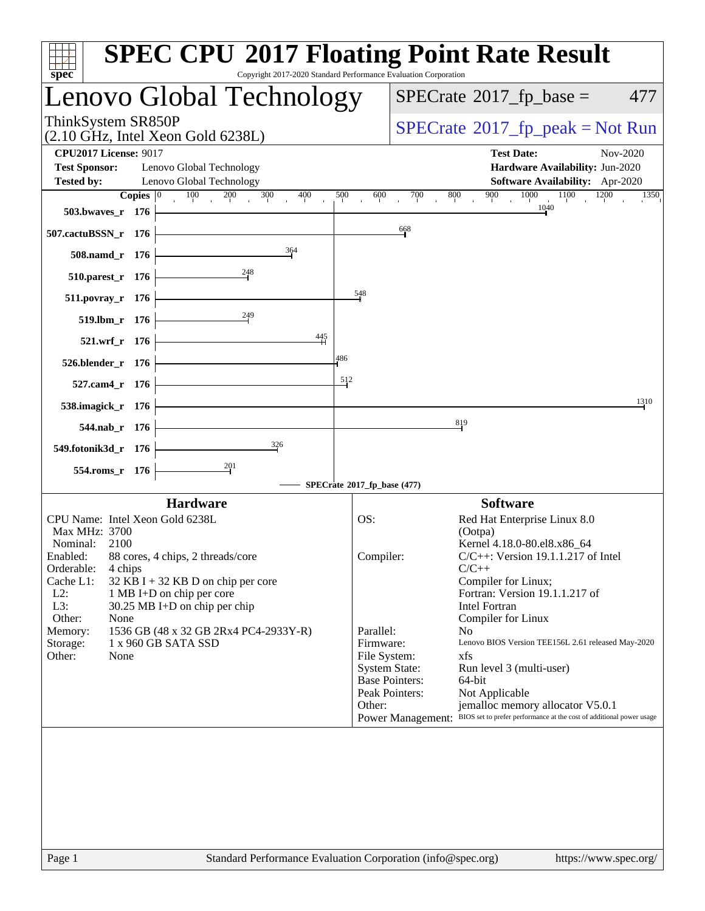# SPEC CPU 2017 Floating Point Rate Result

Copyright 2017-2020 Standard Performance Evaluation Corporation

## Lenovo Global Technology

ThinkSystem SR850P
(2.10 GHz, Intel Xeon Gold 6238L)

SPECrate 2017_fp_base = 477

SPECrate 2017_fp_peak = Not Run

**CPU2017 License:** 9017
**Test Sponsor:** Lenovo Global Technology
**Tested by:** Lenovo Global Technology

**Test Date:** Nov-2020
**Hardware Availability:** Jun-2020
**Software Availability:** Apr-2020

| Benchmark | Copies | SPECrate 2017_fp_base |
|---|---|---|
| 503.bwaves_r | 176 | 1040 |
| 507.cactuBSSN_r | 176 | 668 |
| 508.namd_r | 176 | 364 |
| 510.parest_r | 176 | 248 |
| 511.povray_r | 176 | 548 |
| 519.lbm_r | 176 | 249 |
| 521.wrf_r | 176 | 445 |
| 526.blender_r | 176 | 486 |
| 527.cam4_r | 176 | 512 |
| 538.imagick_r | 176 | 1310 |
| 544.nab_r | 176 | 819 |
| 549.fotonik3d_r | 176 | 326 |
| 554.roms_r | 176 | 201 |

SPECrate 2017_fp_base (477)

### Hardware

| | |
|---|---|
| CPU Name: | Intel Xeon Gold 6238L |
| Max MHz: | 3700 |
| Nominal: | 2100 |
| Enabled: | 88 cores, 4 chips, 2 threads/core |
| Orderable: | 4 chips |
| Cache L1: | 32 KB I + 32 KB D on chip per core |
| L2: | 1 MB I+D on chip per core |
| L3: | 30.25 MB I+D on chip per chip |
| Other: | None |
| Memory: | 1536 GB (48 x 32 GB 2Rx4 PC4-2933Y-R) |
| Storage: | 1 x 960 GB SATA SSD |
| Other: | None |

### Software

| | |
|---|---|
| OS: | Red Hat Enterprise Linux 8.0 (Ootpa) Kernel 4.18.0-80.el8.x86_64 |
| Compiler: | C/C++: Version 19.1.1.217 of Intel C/C++ Compiler for Linux; Fortran: Version 19.1.1.217 of Intel Fortran Compiler for Linux |
| Parallel: | No |
| Firmware: | Lenovo BIOS Version TEE156L 2.61 released May-2020 |
| File System: | xfs |
| System State: | Run level 3 (multi-user) |
| Base Pointers: | 64-bit |
| Peak Pointers: | Not Applicable |
| Other: | jemalloc memory allocator V5.0.1 |
| Power Management: | BIOS set to prefer performance at the cost of additional power usage |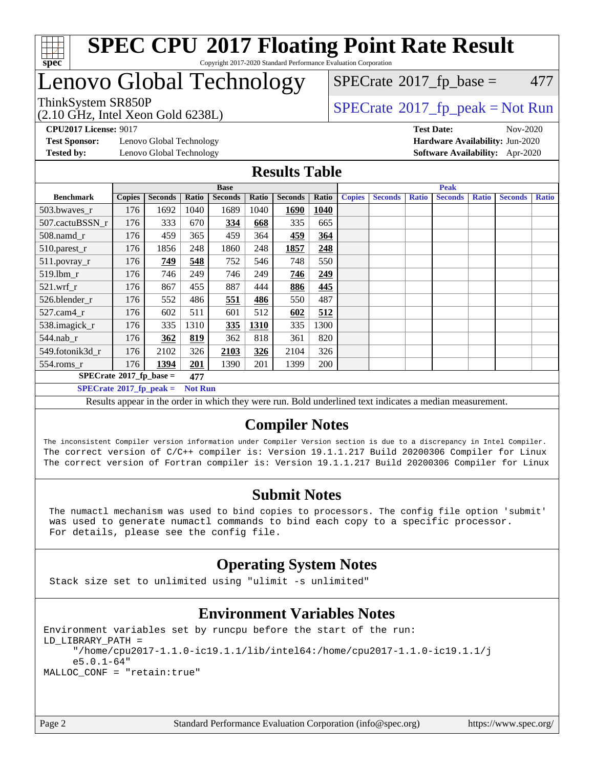# SPEC CPU 2017 Floating Point Rate Result

Copyright 2017-2020 Standard Performance Evaluation Corporation

## Lenovo Global Technology

ThinkSystem SR850P
(2.10 GHz, Intel Xeon Gold 6238L)

SPECrate 2017_fp_base = 477

SPECrate 2017_fp_peak = Not Run

**CPU2017 License:** 9017
**Test Sponsor:** Lenovo Global Technology
**Tested by:** Lenovo Global Technology

**Test Date:** Nov-2020
**Hardware Availability:** Jun-2020
**Software Availability:** Apr-2020

## Results Table

| | Base | | | | | | | Peak | | | | | | |
|---|---|---|---|---|---|---|---|---|---|---|---|---|---|---|
| **Benchmark** | **Copies** | **Seconds** | **Ratio** | **Seconds** | **Ratio** | **Seconds** | **Ratio** | **Copies** | **Seconds** | **Ratio** | **Seconds** | **Ratio** | **Seconds** | **Ratio** |
| 503.bwaves_r | 176 | 1692 | 1040 | 1689 | 1040 | **1690** | **1040** | | | | | | | |
| 507.cactuBSSN_r | 176 | 333 | 670 | **334** | **668** | 335 | 665 | | | | | | | |
| 508.namd_r | 176 | 459 | 365 | 459 | 364 | **459** | **364** | | | | | | | |
| 510.parest_r | 176 | 1856 | 248 | 1860 | 248 | **1857** | **248** | | | | | | | |
| 511.povray_r | 176 | **749** | **548** | 752 | 546 | 748 | 550 | | | | | | | |
| 519.lbm_r | 176 | 746 | 249 | 746 | 249 | **746** | **249** | | | | | | | |
| 521.wrf_r | 176 | 867 | 455 | 887 | 444 | **886** | **445** | | | | | | | |
| 526.blender_r | 176 | 552 | 486 | **551** | **486** | 550 | 487 | | | | | | | |
| 527.cam4_r | 176 | 602 | 511 | 601 | 512 | **602** | **512** | | | | | | | |
| 538.imagick_r | 176 | 335 | 1310 | **335** | **1310** | 335 | 1300 | | | | | | | |
| 544.nab_r | 176 | **362** | **819** | 362 | 818 | 361 | 820 | | | | | | | |
| 549.fotonik3d_r | 176 | 2102 | 326 | **2103** | **326** | 2104 | 326 | | | | | | | |
| 554.roms_r | 176 | **1394** | **201** | 1390 | 201 | 1399 | 200 | | | | | | | |

**SPECrate 2017_fp_base = 477**

**SPECrate 2017_fp_peak = Not Run**

Results appear in the order in which they were run. Bold underlined text indicates a median measurement.

## Compiler Notes

```
The inconsistent Compiler version information under Compiler Version section is due to a discrepancy in Intel Compiler.
The correct version of C/C++ compiler is: Version 19.1.1.217 Build 20200306 Compiler for Linux
The correct version of Fortran compiler is: Version 19.1.1.217 Build 20200306 Compiler for Linux
```

## Submit Notes

```
The numactl mechanism was used to bind copies to processors. The config file option 'submit'
was used to generate numactl commands to bind each copy to a specific processor.
For details, please see the config file.
```

## Operating System Notes

```
Stack size set to unlimited using "ulimit -s unlimited"
```

## Environment Variables Notes

```
Environment variables set by runcpu before the start of the run:
LD_LIBRARY_PATH =
     "/home/cpu2017-1.1.0-ic19.1.1/lib/intel64:/home/cpu2017-1.1.0-ic19.1.1/j
     e5.0.1-64"
MALLOC_CONF = "retain:true"
```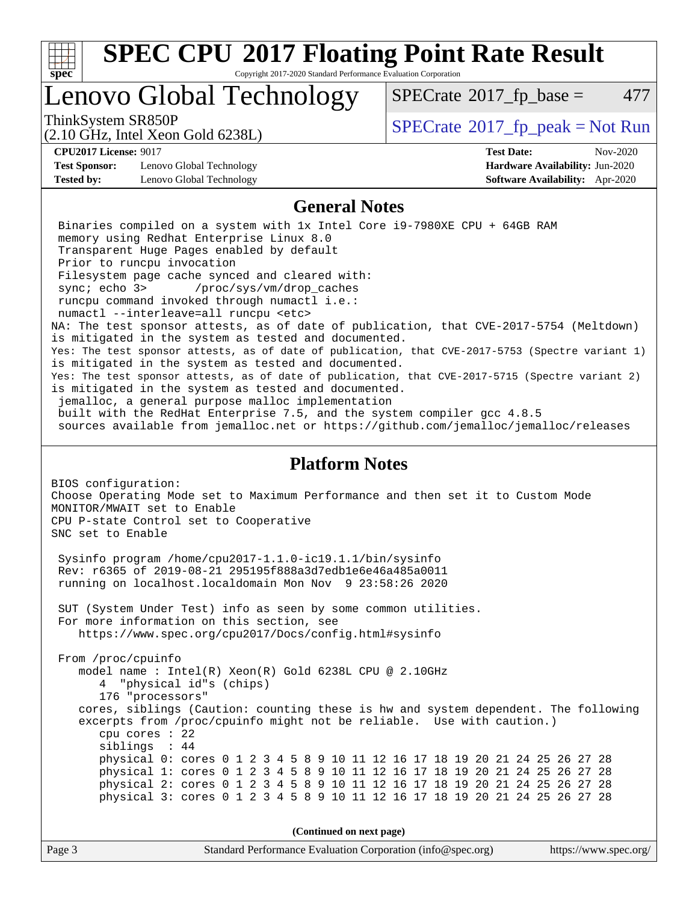## General Notes

```
Binaries compiled on a system with 1x Intel Core i9-7980XE CPU + 64GB RAM
memory using Redhat Enterprise Linux 8.0
Transparent Huge Pages enabled by default
Prior to runcpu invocation
Filesystem page cache synced and cleared with:
sync; echo 3>       /proc/sys/vm/drop_caches
runcpu command invoked through numactl i.e.:
numactl --interleave=all runcpu <etc>
```

NA: The test sponsor attests, as of date of publication, that CVE-2017-5754 (Meltdown) is mitigated in the system as tested and documented.
Yes: The test sponsor attests, as of date of publication, that CVE-2017-5753 (Spectre variant 1) is mitigated in the system as tested and documented.
Yes: The test sponsor attests, as of date of publication, that CVE-2017-5715 (Spectre variant 2) is mitigated in the system as tested and documented.

```
jemalloc, a general purpose malloc implementation
built with the RedHat Enterprise 7.5, and the system compiler gcc 4.8.5
sources available from jemalloc.net or https://github.com/jemalloc/jemalloc/releases
```

## Platform Notes

```
BIOS configuration:
Choose Operating Mode set to Maximum Performance and then set it to Custom Mode
MONITOR/MWAIT set to Enable
CPU P-state Control set to Cooperative
SNC set to Enable

 Sysinfo program /home/cpu2017-1.1.0-ic19.1.1/bin/sysinfo
 Rev: r6365 of 2019-08-21 295195f888a3d7edb1e6e46a485a0011
 running on localhost.localdomain Mon Nov  9 23:58:26 2020

 SUT (System Under Test) info as seen by some common utilities.
 For more information on this section, see
    https://www.spec.org/cpu2017/Docs/config.html#sysinfo

 From /proc/cpuinfo
    model name : Intel(R) Xeon(R) Gold 6238L CPU @ 2.10GHz
       4  "physical id"s (chips)
       176 "processors"
    cores, siblings (Caution: counting these is hw and system dependent. The following
    excerpts from /proc/cpuinfo might not be reliable.  Use with caution.)
       cpu cores : 22
       siblings  : 44
       physical 0: cores 0 1 2 3 4 5 8 9 10 11 12 16 17 18 19 20 21 24 25 26 27 28
       physical 1: cores 0 1 2 3 4 5 8 9 10 11 12 16 17 18 19 20 21 24 25 26 27 28
       physical 2: cores 0 1 2 3 4 5 8 9 10 11 12 16 17 18 19 20 21 24 25 26 27 28
       physical 3: cores 0 1 2 3 4 5 8 9 10 11 12 16 17 18 19 20 21 24 25 26 27 28
```

**(Continued on next page)**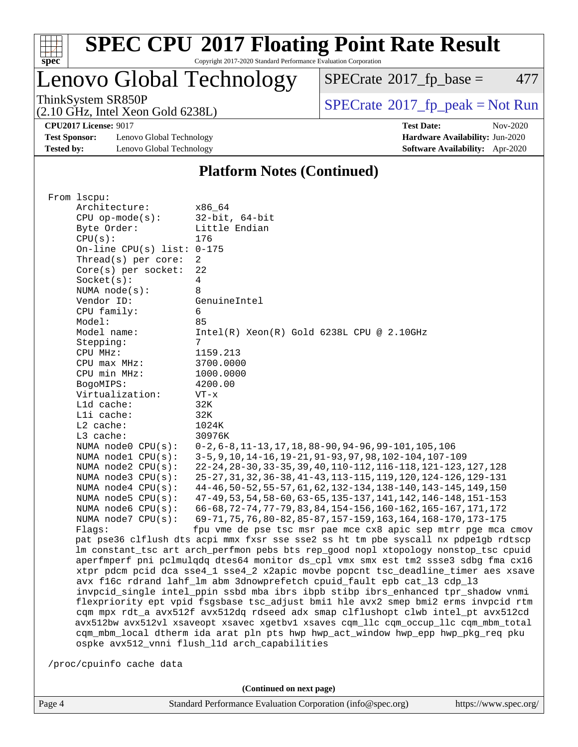## Platform Notes (Continued)

```
From lscpu:
     Architecture:          x86_64
     CPU op-mode(s):        32-bit, 64-bit
     Byte Order:            Little Endian
     CPU(s):                176
     On-line CPU(s) list: 0-175
     Thread(s) per core:  2
     Core(s) per socket:  22
     Socket(s):             4
     NUMA node(s):          8
     Vendor ID:             GenuineIntel
     CPU family:            6
     Model:                 85
     Model name:            Intel(R) Xeon(R) Gold 6238L CPU @ 2.10GHz
     Stepping:              7
     CPU MHz:               1159.213
     CPU max MHz:           3700.0000
     CPU min MHz:           1000.0000
     BogoMIPS:              4200.00
     Virtualization:        VT-x
     L1d cache:             32K
     L1i cache:             32K
     L2 cache:              1024K
     L3 cache:              30976K
     NUMA node0 CPU(s):   0-2,6-8,11-13,17,18,88-90,94-96,99-101,105,106
     NUMA node1 CPU(s):   3-5,9,10,14-16,19-21,91-93,97,98,102-104,107-109
     NUMA node2 CPU(s):   22-24,28-30,33-35,39,40,110-112,116-118,121-123,127,128
     NUMA node3 CPU(s):   25-27,31,32,36-38,41-43,113-115,119,120,124-126,129-131
     NUMA node4 CPU(s):   44-46,50-52,55-57,61,62,132-134,138-140,143-145,149,150
     NUMA node5 CPU(s):   47-49,53,54,58-60,63-65,135-137,141,142,146-148,151-153
     NUMA node6 CPU(s):   66-68,72-74,77-79,83,84,154-156,160-162,165-167,171,172
     NUMA node7 CPU(s):   69-71,75,76,80-82,85-87,157-159,163,164,168-170,173-175
     Flags:                 fpu vme de pse tsc msr pae mce cx8 apic sep mtrr pge mca cmov
     pat pse36 clflush dts acpi mmx fxsr sse sse2 ss ht tm pbe syscall nx pdpe1gb rdtscp
     lm constant_tsc art arch_perfmon pebs bts rep_good nopl xtopology nonstop_tsc cpuid
     aperfmperf pni pclmulqdq dtes64 monitor ds_cpl vmx smx est tm2 ssse3 sdbg fma cx16
     xtpr pdcm pcid dca sse4_1 sse4_2 x2apic movbe popcnt tsc_deadline_timer aes xsave
     avx f16c rdrand lahf_lm abm 3dnowprefetch cpuid_fault epb cat_l3 cdp_l3
     invpcid_single intel_ppin ssbd mba ibrs ibpb stibp ibrs_enhanced tpr_shadow vnmi
     flexpriority ept vpid fsgsbase tsc_adjust bmi1 hle avx2 smep bmi2 erms invpcid rtm
     cqm mpx rdt_a avx512f avx512dq rdseed adx smap clflushopt clwb intel_pt avx512cd
     avx512bw avx512vl xsaveopt xsavec xgetbv1 xsaves cqm_llc cqm_occup_llc cqm_mbm_total
     cqm_mbm_local dtherm ida arat pln pts hwp hwp_act_window hwp_epp hwp_pkg_req pku
     ospke avx512_vnni flush_l1d arch_capabilities

 /proc/cpuinfo cache data
```

**(Continued on next page)**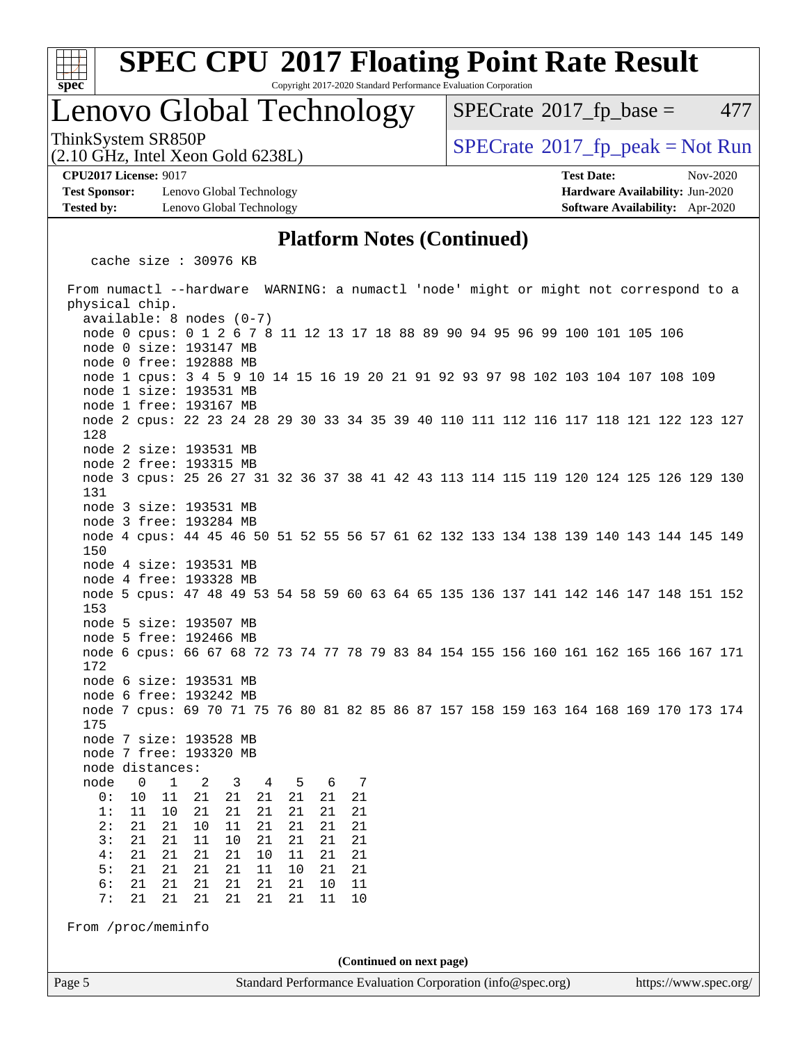## Platform Notes (Continued)

```
    cache size : 30976 KB

 From numactl --hardware  WARNING: a numactl 'node' might or might not correspond to a
 physical chip.
   available: 8 nodes (0-7)
   node 0 cpus: 0 1 2 6 7 8 11 12 13 17 18 88 89 90 94 95 96 99 100 101 105 106
   node 0 size: 193147 MB
   node 0 free: 192888 MB
   node 1 cpus: 3 4 5 9 10 14 15 16 19 20 21 91 92 93 97 98 102 103 104 107 108 109
   node 1 size: 193531 MB
   node 1 free: 193167 MB
   node 2 cpus: 22 23 24 28 29 30 33 34 35 39 40 110 111 112 116 117 118 121 122 123 127
   128
   node 2 size: 193531 MB
   node 2 free: 193315 MB
   node 3 cpus: 25 26 27 31 32 36 37 38 41 42 43 113 114 115 119 120 124 125 126 129 130
   131
   node 3 size: 193531 MB
   node 3 free: 193284 MB
   node 4 cpus: 44 45 46 50 51 52 55 56 57 61 62 132 133 134 138 139 140 143 144 145 149
   150
   node 4 size: 193531 MB
   node 4 free: 193328 MB
   node 5 cpus: 47 48 49 53 54 58 59 60 63 64 65 135 136 137 141 142 146 147 148 151 152
   153
   node 5 size: 193507 MB
   node 5 free: 192466 MB
   node 6 cpus: 66 67 68 72 73 74 77 78 79 83 84 154 155 156 160 161 162 165 166 167 171
   172
   node 6 size: 193531 MB
   node 6 free: 193242 MB
   node 7 cpus: 69 70 71 75 76 80 81 82 85 86 87 157 158 159 163 164 168 169 170 173 174
   175
   node 7 size: 193528 MB
   node 7 free: 193320 MB
   node distances:
   node   0   1   2   3   4   5   6   7
     0:  10  11  21  21  21  21  21  21
     1:  11  10  21  21  21  21  21  21
     2:  21  21  10  11  21  21  21  21
     3:  21  21  11  10  21  21  21  21
     4:  21  21  21  21  10  11  21  21
     5:  21  21  21  21  11  10  21  21
     6:  21  21  21  21  21  21  10  11
     7:  21  21  21  21  21  21  11  10

 From /proc/meminfo
```

**(Continued on next page)**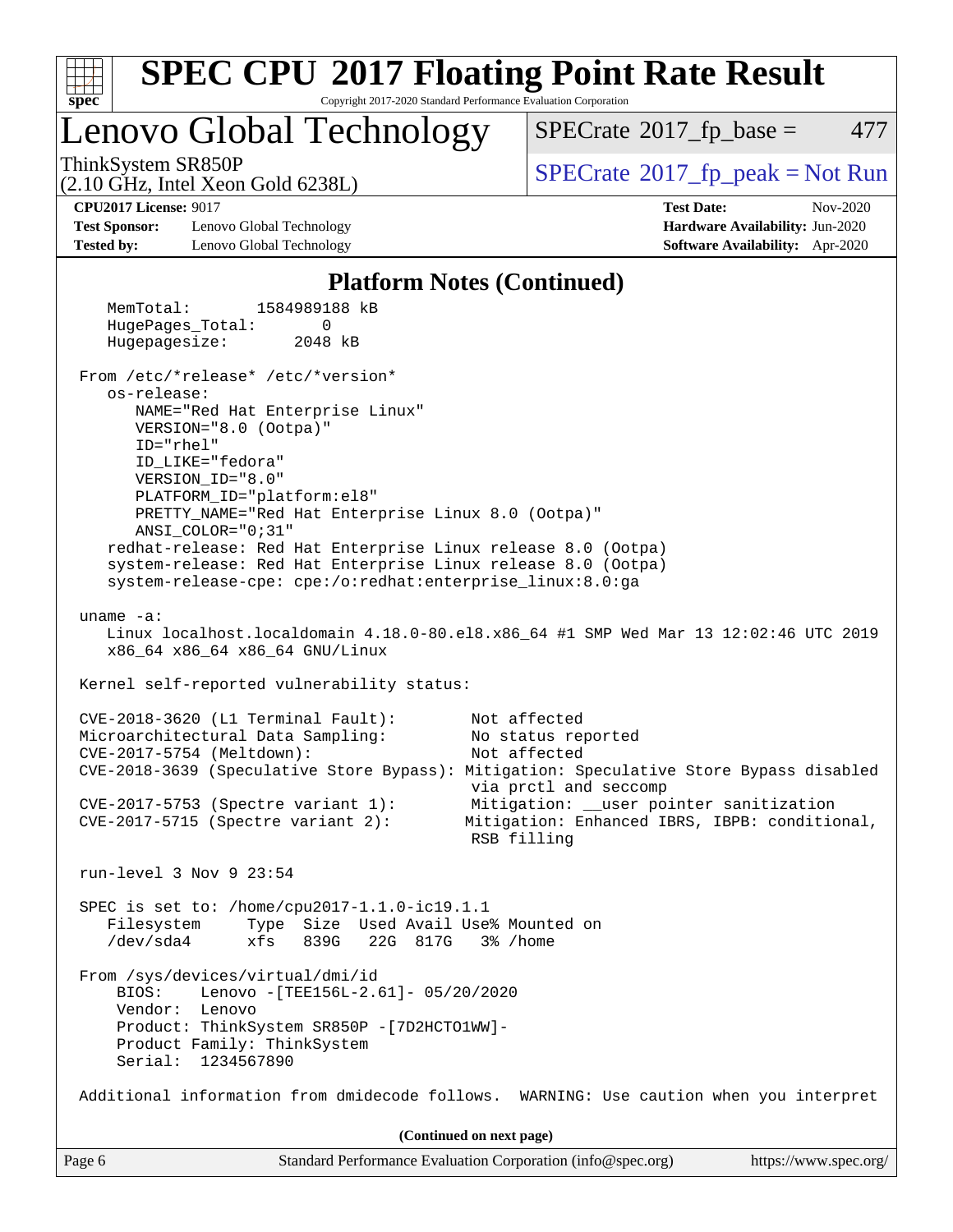## Platform Notes (Continued)

```
   MemTotal:       1584989188 kB
   HugePages_Total:       0
   Hugepagesize:       2048 kB

 From /etc/*release* /etc/*version*
   os-release:
      NAME="Red Hat Enterprise Linux"
      VERSION="8.0 (Ootpa)"
      ID="rhel"
      ID_LIKE="fedora"
      VERSION_ID="8.0"
      PLATFORM_ID="platform:el8"
      PRETTY_NAME="Red Hat Enterprise Linux 8.0 (Ootpa)"
      ANSI_COLOR="0;31"
   redhat-release: Red Hat Enterprise Linux release 8.0 (Ootpa)
   system-release: Red Hat Enterprise Linux release 8.0 (Ootpa)
   system-release-cpe: cpe:/o:redhat:enterprise_linux:8.0:ga

 uname -a:
   Linux localhost.localdomain 4.18.0-80.el8.x86_64 #1 SMP Wed Mar 13 12:02:46 UTC 2019
   x86_64 x86_64 x86_64 GNU/Linux

 Kernel self-reported vulnerability status:

 CVE-2018-3620 (L1 Terminal Fault):        Not affected
 Microarchitectural Data Sampling:         No status reported
 CVE-2017-5754 (Meltdown):                 Not affected
 CVE-2018-3639 (Speculative Store Bypass): Mitigation: Speculative Store Bypass disabled
                                           via prctl and seccomp
 CVE-2017-5753 (Spectre variant 1):        Mitigation: __user pointer sanitization
 CVE-2017-5715 (Spectre variant 2):       Mitigation: Enhanced IBRS, IBPB: conditional,
                                           RSB filling

 run-level 3 Nov 9 23:54

 SPEC is set to: /home/cpu2017-1.1.0-ic19.1.1
   Filesystem     Type  Size  Used Avail Use% Mounted on
   /dev/sda4      xfs   839G   22G  817G   3% /home

 From /sys/devices/virtual/dmi/id
     BIOS:    Lenovo -[TEE156L-2.61]- 05/20/2020
     Vendor:  Lenovo
     Product: ThinkSystem SR850P -[7D2HCTO1WW]-
     Product Family: ThinkSystem
     Serial:  1234567890

 Additional information from dmidecode follows.  WARNING: Use caution when you interpret
```

(Continued on next page)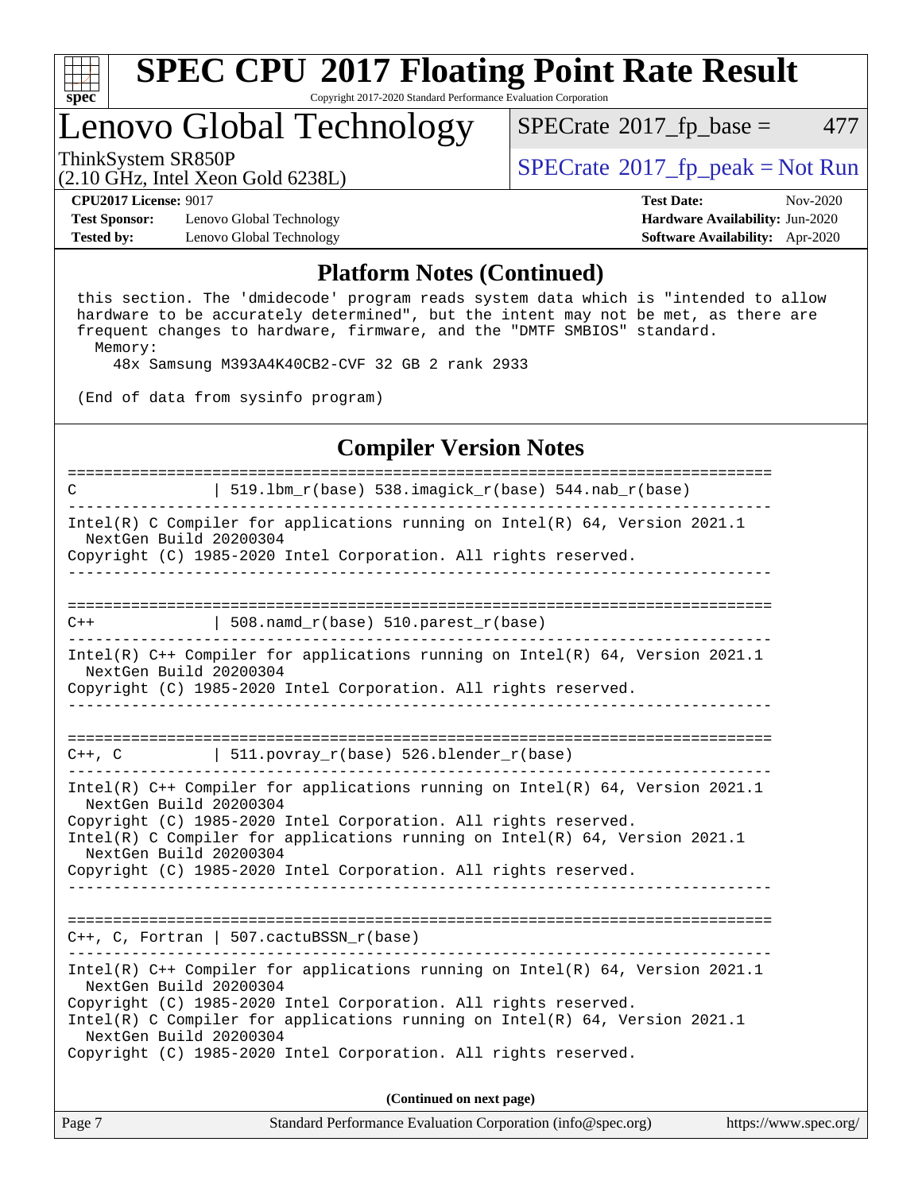## Platform Notes (Continued)

```
 this section. The 'dmidecode' program reads system data which is "intended to allow
 hardware to be accurately determined", but the intent may not be met, as there are
 frequent changes to hardware, firmware, and the "DMTF SMBIOS" standard.
   Memory:
     48x Samsung M393A4K40CB2-CVF 32 GB 2 rank 2933

 (End of data from sysinfo program)
```

## Compiler Version Notes

```
==============================================================================
C               | 519.lbm_r(base) 538.imagick_r(base) 544.nab_r(base)
------------------------------------------------------------------------------
Intel(R) C Compiler for applications running on Intel(R) 64, Version 2021.1
  NextGen Build 20200304
Copyright (C) 1985-2020 Intel Corporation. All rights reserved.
------------------------------------------------------------------------------

==============================================================================
C++             | 508.namd_r(base) 510.parest_r(base)
------------------------------------------------------------------------------
Intel(R) C++ Compiler for applications running on Intel(R) 64, Version 2021.1
  NextGen Build 20200304
Copyright (C) 1985-2020 Intel Corporation. All rights reserved.
------------------------------------------------------------------------------

==============================================================================
C++, C          | 511.povray_r(base) 526.blender_r(base)
------------------------------------------------------------------------------
Intel(R) C++ Compiler for applications running on Intel(R) 64, Version 2021.1
  NextGen Build 20200304
Copyright (C) 1985-2020 Intel Corporation. All rights reserved.
Intel(R) C Compiler for applications running on Intel(R) 64, Version 2021.1
  NextGen Build 20200304
Copyright (C) 1985-2020 Intel Corporation. All rights reserved.
------------------------------------------------------------------------------

==============================================================================
C++, C, Fortran | 507.cactuBSSN_r(base)
------------------------------------------------------------------------------
Intel(R) C++ Compiler for applications running on Intel(R) 64, Version 2021.1
  NextGen Build 20200304
Copyright (C) 1985-2020 Intel Corporation. All rights reserved.
Intel(R) C Compiler for applications running on Intel(R) 64, Version 2021.1
  NextGen Build 20200304
Copyright (C) 1985-2020 Intel Corporation. All rights reserved.
```

**(Continued on next page)**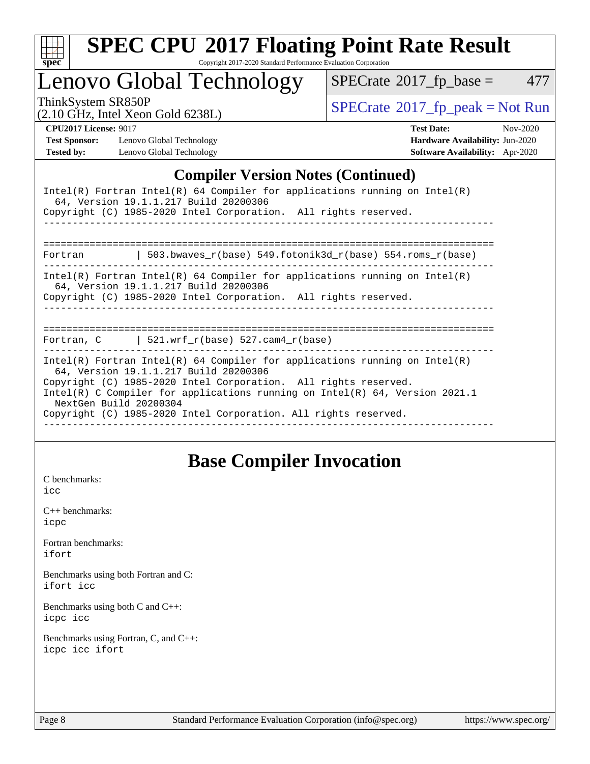## Compiler Version Notes (Continued)

```
Intel(R) Fortran Intel(R) 64 Compiler for applications running on Intel(R)
  64, Version 19.1.1.217 Build 20200306
Copyright (C) 1985-2020 Intel Corporation.  All rights reserved.
------------------------------------------------------------------------------

==============================================================================
Fortran          | 503.bwaves_r(base) 549.fotonik3d_r(base) 554.roms_r(base)
------------------------------------------------------------------------------
Intel(R) Fortran Intel(R) 64 Compiler for applications running on Intel(R)
  64, Version 19.1.1.217 Build 20200306
Copyright (C) 1985-2020 Intel Corporation.  All rights reserved.
------------------------------------------------------------------------------

==============================================================================
Fortran, C       | 521.wrf_r(base) 527.cam4_r(base)
------------------------------------------------------------------------------
Intel(R) Fortran Intel(R) 64 Compiler for applications running on Intel(R)
  64, Version 19.1.1.217 Build 20200306
Copyright (C) 1985-2020 Intel Corporation.  All rights reserved.
Intel(R) C Compiler for applications running on Intel(R) 64, Version 2021.1
  NextGen Build 20200304
Copyright (C) 1985-2020 Intel Corporation. All rights reserved.
------------------------------------------------------------------------------
```

## Base Compiler Invocation

C benchmarks:
icc

C++ benchmarks:
icpc

Fortran benchmarks:
ifort

Benchmarks using both Fortran and C:
ifort icc

Benchmarks using both C and C++:
icpc icc

Benchmarks using Fortran, C, and C++:
icpc icc ifort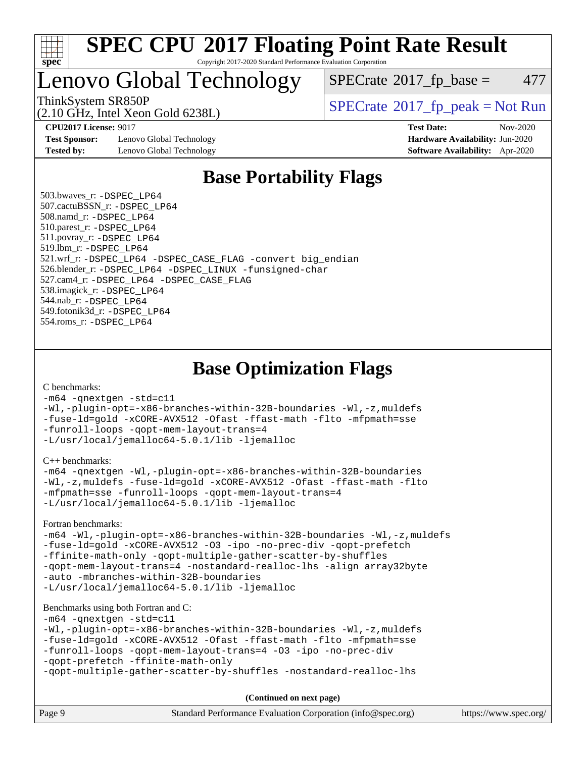# SPEC CPU 2017 Floating Point Rate Result

Copyright 2017-2020 Standard Performance Evaluation Corporation

## Lenovo Global Technology

ThinkSystem SR850P
(2.10 GHz, Intel Xeon Gold 6238L)

SPECrate 2017_fp_base = 477

SPECrate 2017_fp_peak = Not Run

| | | | |
|---|---|---|---|
| **CPU2017 License:** | 9017 | **Test Date:** | Nov-2020 |
| **Test Sponsor:** | Lenovo Global Technology | **Hardware Availability:** | Jun-2020 |
| **Tested by:** | Lenovo Global Technology | **Software Availability:** | Apr-2020 |

## Base Portability Flags

503.bwaves_r: -DSPEC_LP64
507.cactuBSSN_r: -DSPEC_LP64
508.namd_r: -DSPEC_LP64
510.parest_r: -DSPEC_LP64
511.povray_r: -DSPEC_LP64
519.lbm_r: -DSPEC_LP64
521.wrf_r: -DSPEC_LP64 -DSPEC_CASE_FLAG -convert big_endian
526.blender_r: -DSPEC_LP64 -DSPEC_LINUX -funsigned-char
527.cam4_r: -DSPEC_LP64 -DSPEC_CASE_FLAG
538.imagick_r: -DSPEC_LP64
544.nab_r: -DSPEC_LP64
549.fotonik3d_r: -DSPEC_LP64
554.roms_r: -DSPEC_LP64

## Base Optimization Flags

C benchmarks:

```
-m64 -qnextgen -std=c11
-Wl,-plugin-opt=-x86-branches-within-32B-boundaries -Wl,-z,muldefs
-fuse-ld=gold -xCORE-AVX512 -Ofast -ffast-math -flto -mfpmath=sse
-funroll-loops -qopt-mem-layout-trans=4
-L/usr/local/jemalloc64-5.0.1/lib -ljemalloc
```

C++ benchmarks:

```
-m64 -qnextgen -Wl,-plugin-opt=-x86-branches-within-32B-boundaries
-Wl,-z,muldefs -fuse-ld=gold -xCORE-AVX512 -Ofast -ffast-math -flto
-mfpmath=sse -funroll-loops -qopt-mem-layout-trans=4
-L/usr/local/jemalloc64-5.0.1/lib -ljemalloc
```

Fortran benchmarks:

```
-m64 -Wl,-plugin-opt=-x86-branches-within-32B-boundaries -Wl,-z,muldefs
-fuse-ld=gold -xCORE-AVX512 -O3 -ipo -no-prec-div -qopt-prefetch
-ffinite-math-only -qopt-multiple-gather-scatter-by-shuffles
-qopt-mem-layout-trans=4 -nostandard-realloc-lhs -align array32byte
-auto -mbranches-within-32B-boundaries
-L/usr/local/jemalloc64-5.0.1/lib -ljemalloc
```

Benchmarks using both Fortran and C:

```
-m64 -qnextgen -std=c11
-Wl,-plugin-opt=-x86-branches-within-32B-boundaries -Wl,-z,muldefs
-fuse-ld=gold -xCORE-AVX512 -Ofast -ffast-math -flto -mfpmath=sse
-funroll-loops -qopt-mem-layout-trans=4 -O3 -ipo -no-prec-div
-qopt-prefetch -ffinite-math-only
-qopt-multiple-gather-scatter-by-shuffles -nostandard-realloc-lhs
```

**(Continued on next page)**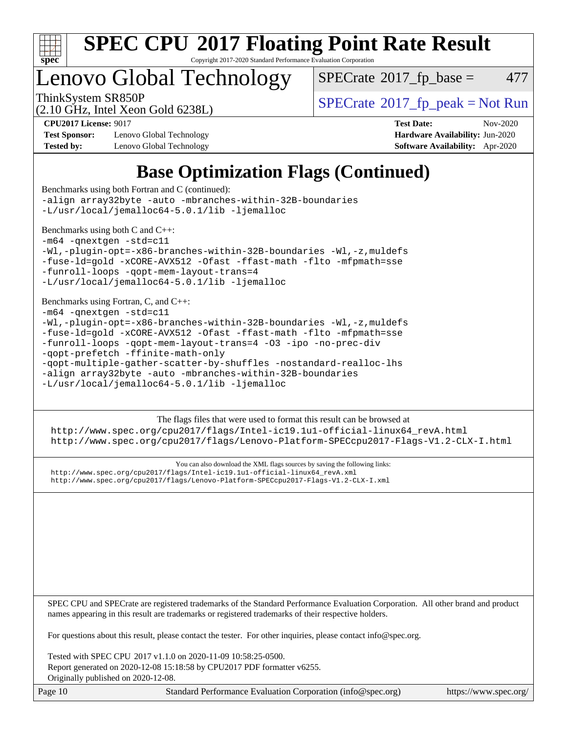# Base Optimization Flags (Continued)

Benchmarks using both Fortran and C (continued):
```
-align array32byte -auto -mbranches-within-32B-boundaries
-L/usr/local/jemalloc64-5.0.1/lib -ljemalloc
```

Benchmarks using both C and C++:
```
-m64 -qnextgen -std=c11
-Wl,-plugin-opt=-x86-branches-within-32B-boundaries -Wl,-z,muldefs
-fuse-ld=gold -xCORE-AVX512 -Ofast -ffast-math -flto -mfpmath=sse
-funroll-loops -qopt-mem-layout-trans=4
-L/usr/local/jemalloc64-5.0.1/lib -ljemalloc
```

Benchmarks using Fortran, C, and C++:
```
-m64 -qnextgen -std=c11
-Wl,-plugin-opt=-x86-branches-within-32B-boundaries -Wl,-z,muldefs
-fuse-ld=gold -xCORE-AVX512 -Ofast -ffast-math -flto -mfpmath=sse
-funroll-loops -qopt-mem-layout-trans=4 -O3 -ipo -no-prec-div
-qopt-prefetch -ffinite-math-only
-qopt-multiple-gather-scatter-by-shuffles -nostandard-realloc-lhs
-align array32byte -auto -mbranches-within-32B-boundaries
-L/usr/local/jemalloc64-5.0.1/lib -ljemalloc
```

The flags files that were used to format this result can be browsed at
http://www.spec.org/cpu2017/flags/Intel-ic19.1u1-official-linux64_revA.html
http://www.spec.org/cpu2017/flags/Lenovo-Platform-SPECcpu2017-Flags-V1.2-CLX-I.html

You can also download the XML flags sources by saving the following links:
http://www.spec.org/cpu2017/flags/Intel-ic19.1u1-official-linux64_revA.xml
http://www.spec.org/cpu2017/flags/Lenovo-Platform-SPECcpu2017-Flags-V1.2-CLX-I.xml

SPEC CPU and SPECrate are registered trademarks of the Standard Performance Evaluation Corporation. All other brand and product names appearing in this result are trademarks or registered trademarks of their respective holders.

For questions about this result, please contact the tester. For other inquiries, please contact info@spec.org.

Tested with SPEC CPU 2017 v1.1.0 on 2020-11-09 10:58:25-0500.
Report generated on 2020-12-08 15:18:58 by CPU2017 PDF formatter v6255.
Originally published on 2020-12-08.